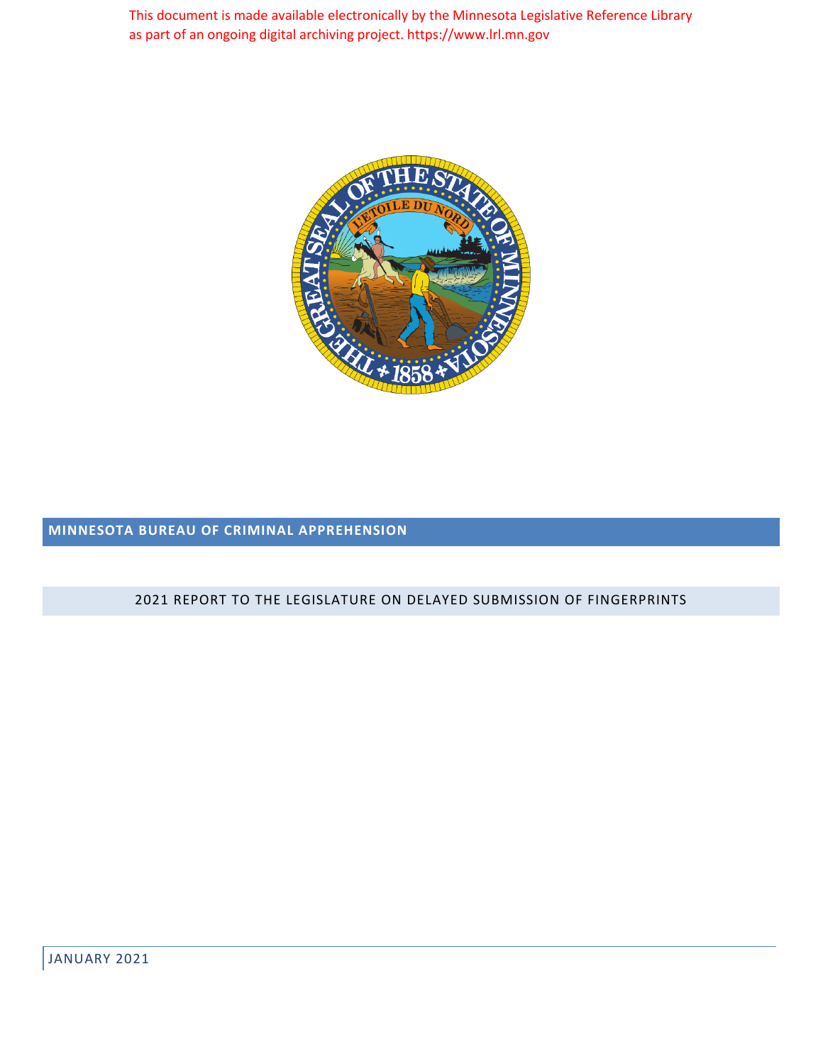This document is made available electronically by the Minnesota Legislative Reference Library as part of an ongoing digital archiving project. https://www.lrl.mn.gov

**MINNESOTA BUREAU OF CRIMINAL APPREHENSION**

# 2021 REPORT TO THE LEGISLATURE ON DELAYED SUBMISSION OF FINGERPRINTS

JANUARY 2021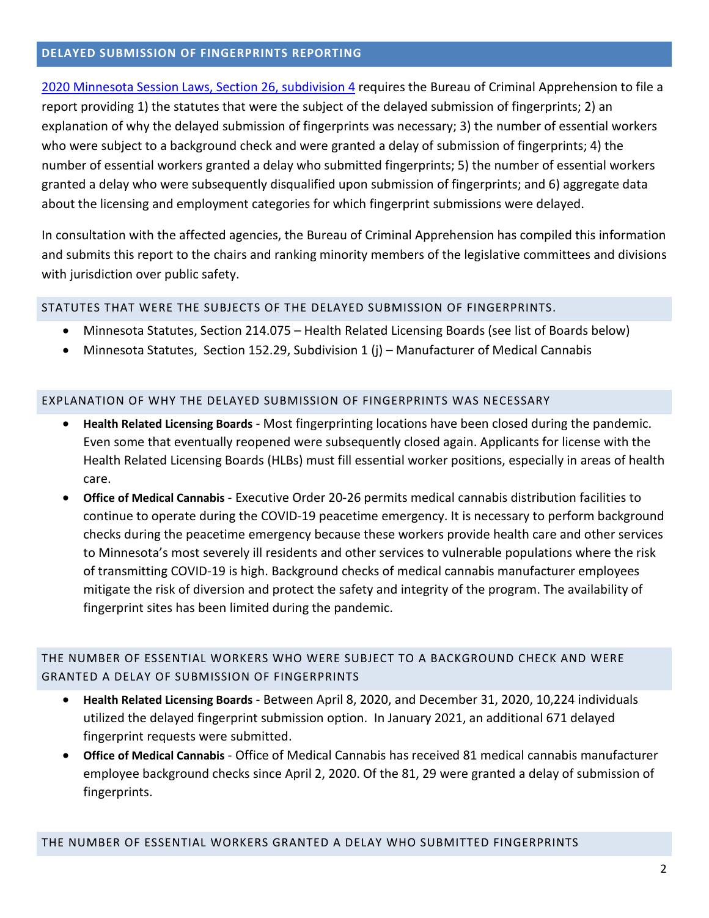## DELAYED SUBMISSION OF FINGERPRINTS REPORTING

[2020 Minnesota Session Laws, Section 26, subdivision 4](#) requires the Bureau of Criminal Apprehension to file a report providing 1) the statutes that were the subject of the delayed submission of fingerprints; 2) an explanation of why the delayed submission of fingerprints was necessary; 3) the number of essential workers who were subject to a background check and were granted a delay of submission of fingerprints; 4) the number of essential workers granted a delay who submitted fingerprints; 5) the number of essential workers granted a delay who were subsequently disqualified upon submission of fingerprints; and 6) aggregate data about the licensing and employment categories for which fingerprint submissions were delayed.

In consultation with the affected agencies, the Bureau of Criminal Apprehension has compiled this information and submits this report to the chairs and ranking minority members of the legislative committees and divisions with jurisdiction over public safety.

### STATUTES THAT WERE THE SUBJECTS OF THE DELAYED SUBMISSION OF FINGERPRINTS.

- Minnesota Statutes, Section 214.075 – Health Related Licensing Boards (see list of Boards below)
- Minnesota Statutes, Section 152.29, Subdivision 1 (j) – Manufacturer of Medical Cannabis

### EXPLANATION OF WHY THE DELAYED SUBMISSION OF FINGERPRINTS WAS NECESSARY

- **Health Related Licensing Boards** - Most fingerprinting locations have been closed during the pandemic. Even some that eventually reopened were subsequently closed again. Applicants for license with the Health Related Licensing Boards (HLBs) must fill essential worker positions, especially in areas of health care.
- **Office of Medical Cannabis** - Executive Order 20-26 permits medical cannabis distribution facilities to continue to operate during the COVID-19 peacetime emergency. It is necessary to perform background checks during the peacetime emergency because these workers provide health care and other services to Minnesota's most severely ill residents and other services to vulnerable populations where the risk of transmitting COVID-19 is high. Background checks of medical cannabis manufacturer employees mitigate the risk of diversion and protect the safety and integrity of the program. The availability of fingerprint sites has been limited during the pandemic.

### THE NUMBER OF ESSENTIAL WORKERS WHO WERE SUBJECT TO A BACKGROUND CHECK AND WERE GRANTED A DELAY OF SUBMISSION OF FINGERPRINTS

- **Health Related Licensing Boards** - Between April 8, 2020, and December 31, 2020, 10,224 individuals utilized the delayed fingerprint submission option. In January 2021, an additional 671 delayed fingerprint requests were submitted.
- **Office of Medical Cannabis** - Office of Medical Cannabis has received 81 medical cannabis manufacturer employee background checks since April 2, 2020. Of the 81, 29 were granted a delay of submission of fingerprints.

### THE NUMBER OF ESSENTIAL WORKERS GRANTED A DELAY WHO SUBMITTED FINGERPRINTS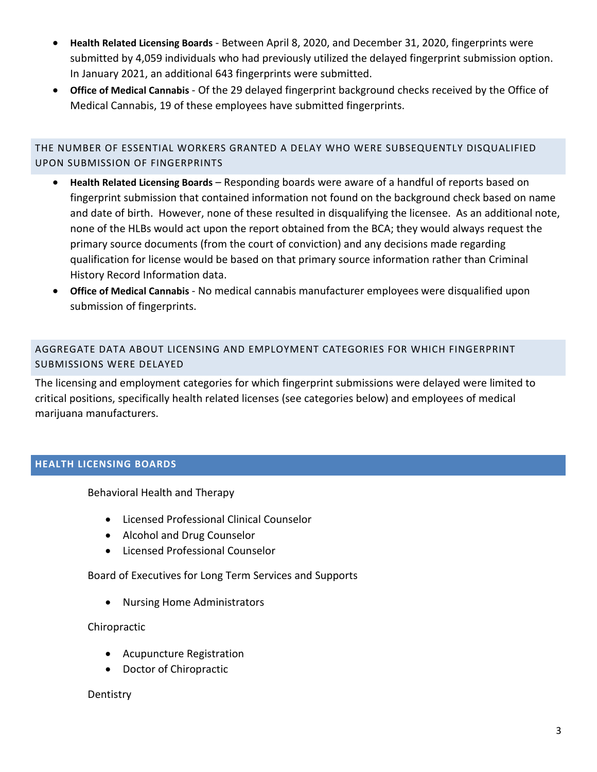- **Health Related Licensing Boards** - Between April 8, 2020, and December 31, 2020, fingerprints were submitted by 4,059 individuals who had previously utilized the delayed fingerprint submission option. In January 2021, an additional 643 fingerprints were submitted.
- **Office of Medical Cannabis** - Of the 29 delayed fingerprint background checks received by the Office of Medical Cannabis, 19 of these employees have submitted fingerprints.

### THE NUMBER OF ESSENTIAL WORKERS GRANTED A DELAY WHO WERE SUBSEQUENTLY DISQUALIFIED UPON SUBMISSION OF FINGERPRINTS

- **Health Related Licensing Boards** – Responding boards were aware of a handful of reports based on fingerprint submission that contained information not found on the background check based on name and date of birth. However, none of these resulted in disqualifying the licensee. As an additional note, none of the HLBs would act upon the report obtained from the BCA; they would always request the primary source documents (from the court of conviction) and any decisions made regarding qualification for license would be based on that primary source information rather than Criminal History Record Information data.
- **Office of Medical Cannabis** - No medical cannabis manufacturer employees were disqualified upon submission of fingerprints.

### AGGREGATE DATA ABOUT LICENSING AND EMPLOYMENT CATEGORIES FOR WHICH FINGERPRINT SUBMISSIONS WERE DELAYED

The licensing and employment categories for which fingerprint submissions were delayed were limited to critical positions, specifically health related licenses (see categories below) and employees of medical marijuana manufacturers.

## HEALTH LICENSING BOARDS

Behavioral Health and Therapy

- Licensed Professional Clinical Counselor
- Alcohol and Drug Counselor
- Licensed Professional Counselor

Board of Executives for Long Term Services and Supports

- Nursing Home Administrators

Chiropractic

- Acupuncture Registration
- Doctor of Chiropractic

Dentistry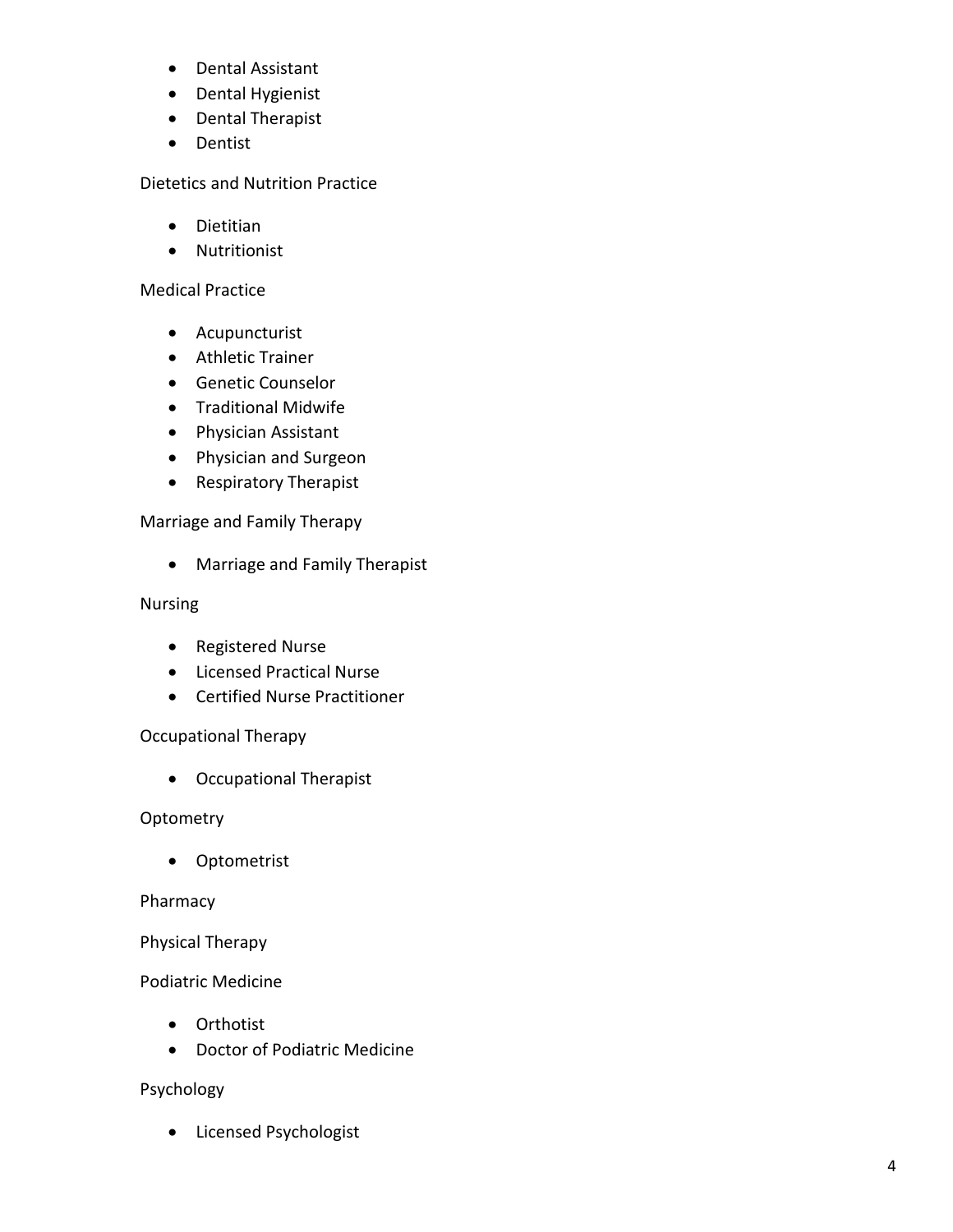- Dental Assistant
- Dental Hygienist
- Dental Therapist
- Dentist

Dietetics and Nutrition Practice

- Dietitian
- Nutritionist

Medical Practice

- Acupuncturist
- Athletic Trainer
- Genetic Counselor
- Traditional Midwife
- Physician Assistant
- Physician and Surgeon
- Respiratory Therapist

Marriage and Family Therapy

- Marriage and Family Therapist

Nursing

- Registered Nurse
- Licensed Practical Nurse
- Certified Nurse Practitioner

Occupational Therapy

- Occupational Therapist

Optometry

- Optometrist

Pharmacy

Physical Therapy

Podiatric Medicine

- Orthotist
- Doctor of Podiatric Medicine

Psychology

- Licensed Psychologist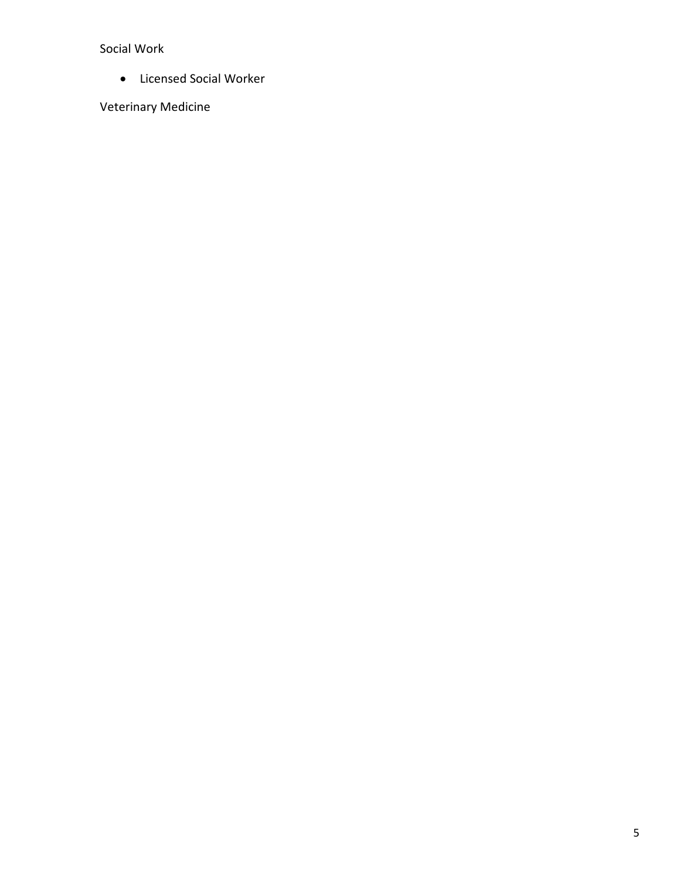Social Work

- Licensed Social Worker

Veterinary Medicine